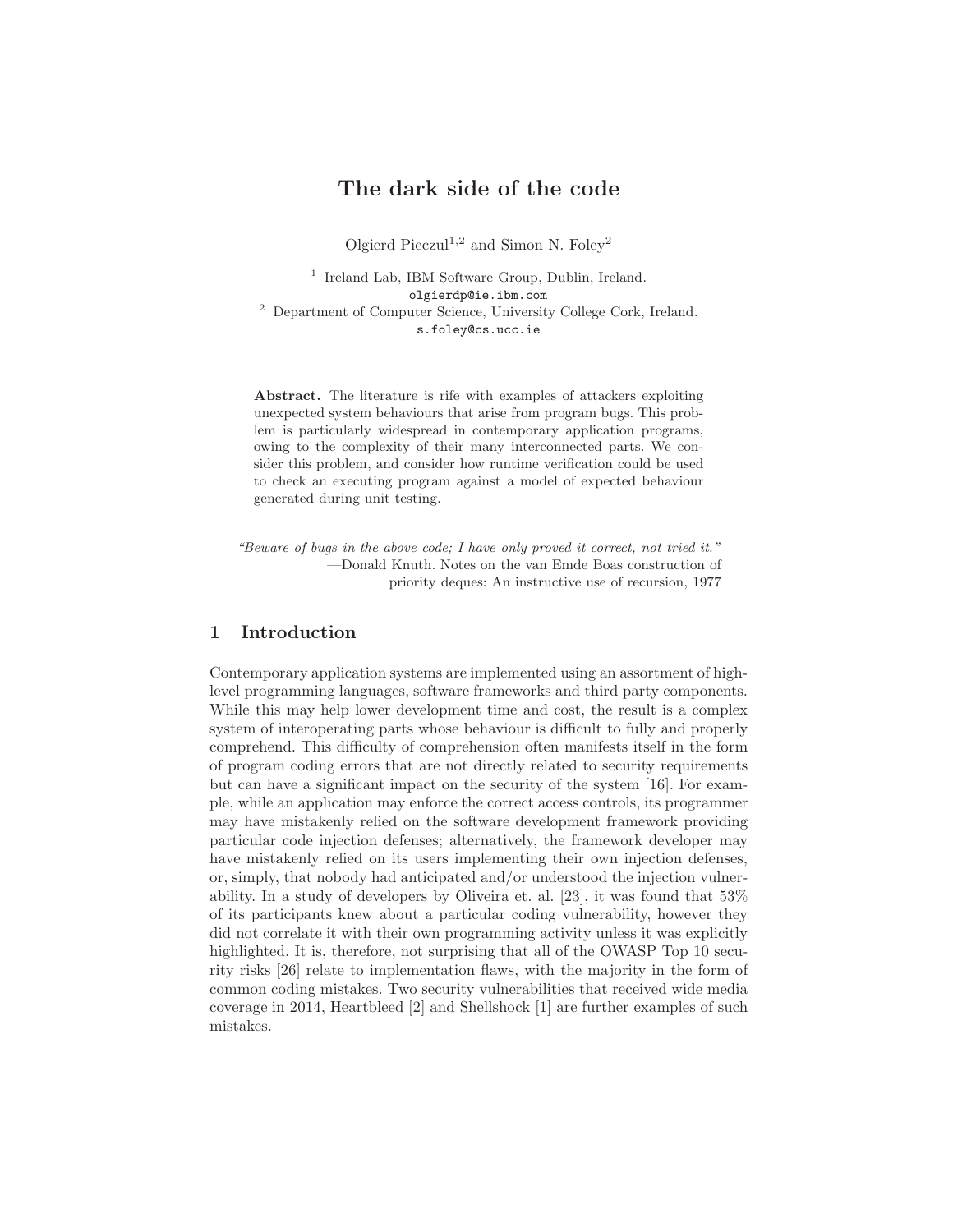# The dark side of the code

Olgierd Pieczul[1,2] and Simon N. Foley[2]

[1] Ireland Lab, IBM Software Group, Dublin, Ireland.
olgierdp@ie.ibm.com
[2] Department of Computer Science, University College Cork, Ireland.
s.foley@cs.ucc.ie

**Abstract.** The literature is rife with examples of attackers exploiting unexpected system behaviours that arise from program bugs. This problem is particularly widespread in contemporary application programs, owing to the complexity of their many interconnected parts. We consider this problem, and consider how runtime verification could be used to check an executing program against a model of expected behaviour generated during unit testing.

*"Beware of bugs in the above code; I have only proved it correct, not tried it."*
—Donald Knuth. Notes on the van Emde Boas construction of priority deques: An instructive use of recursion, 1977

## 1 Introduction

Contemporary application systems are implemented using an assortment of high-level programming languages, software frameworks and third party components. While this may help lower development time and cost, the result is a complex system of interoperating parts whose behaviour is difficult to fully and properly comprehend. This difficulty of comprehension often manifests itself in the form of program coding errors that are not directly related to security requirements but can have a significant impact on the security of the system [16]. For example, while an application may enforce the correct access controls, its programmer may have mistakenly relied on the software development framework providing particular code injection defenses; alternatively, the framework developer may have mistakenly relied on its users implementing their own injection defenses, or, simply, that nobody had anticipated and/or understood the injection vulnerability. In a study of developers by Oliveira et. al. [23], it was found that 53% of its participants knew about a particular coding vulnerability, however they did not correlate it with their own programming activity unless it was explicitly highlighted. It is, therefore, not surprising that all of the OWASP Top 10 security risks [26] relate to implementation flaws, with the majority in the form of common coding mistakes. Two security vulnerabilities that received wide media coverage in 2014, Heartbleed [2] and Shellshock [1] are further examples of such mistakes.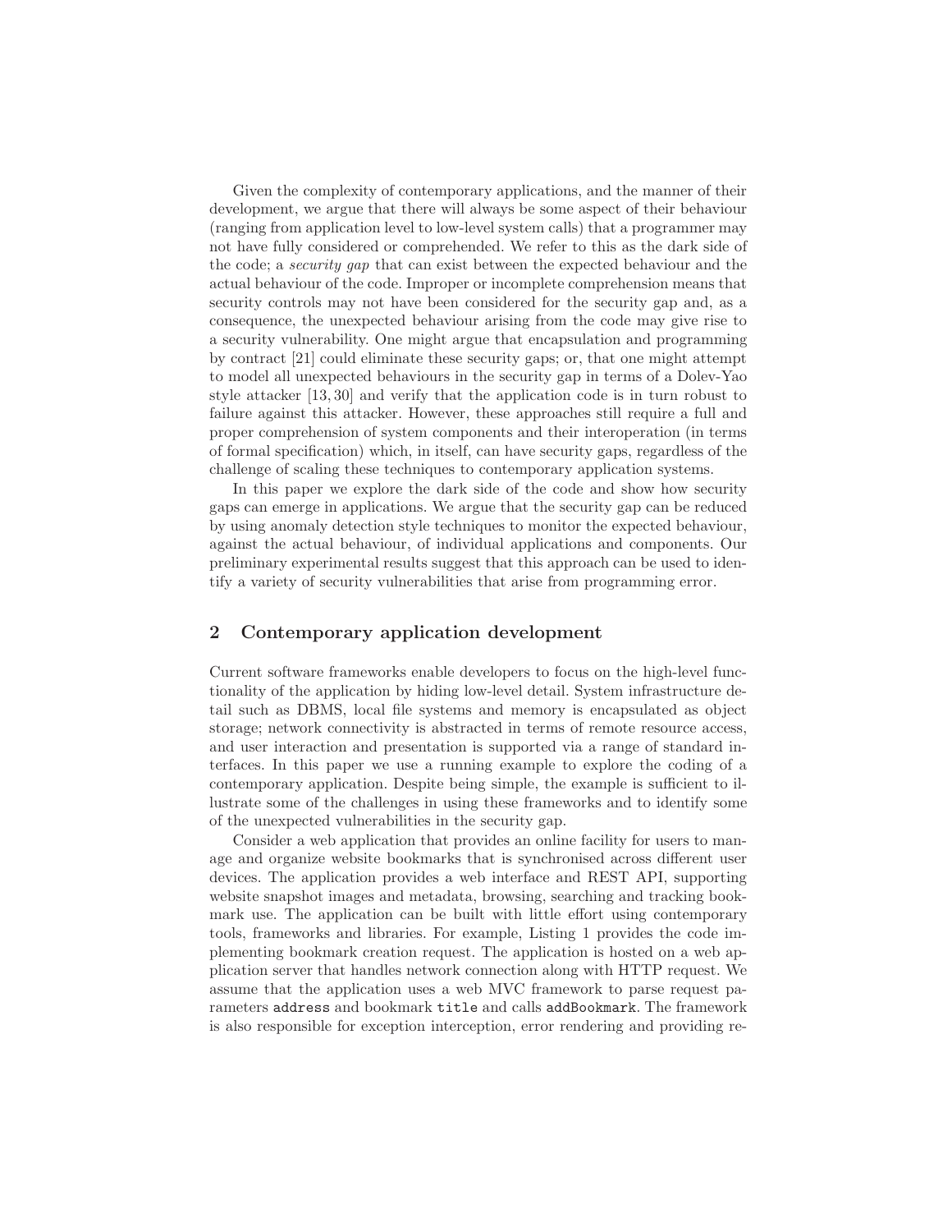Given the complexity of contemporary applications, and the manner of their development, we argue that there will always be some aspect of their behaviour (ranging from application level to low-level system calls) that a programmer may not have fully considered or comprehended. We refer to this as the dark side of the code; a *security gap* that can exist between the expected behaviour and the actual behaviour of the code. Improper or incomplete comprehension means that security controls may not have been considered for the security gap and, as a consequence, the unexpected behaviour arising from the code may give rise to a security vulnerability. One might argue that encapsulation and programming by contract [21] could eliminate these security gaps; or, that one might attempt to model all unexpected behaviours in the security gap in terms of a Dolev-Yao style attacker [13, 30] and verify that the application code is in turn robust to failure against this attacker. However, these approaches still require a full and proper comprehension of system components and their interoperation (in terms of formal specification) which, in itself, can have security gaps, regardless of the challenge of scaling these techniques to contemporary application systems.

In this paper we explore the dark side of the code and show how security gaps can emerge in applications. We argue that the security gap can be reduced by using anomaly detection style techniques to monitor the expected behaviour, against the actual behaviour, of individual applications and components. Our preliminary experimental results suggest that this approach can be used to identify a variety of security vulnerabilities that arise from programming error.

## 2 Contemporary application development

Current software frameworks enable developers to focus on the high-level functionality of the application by hiding low-level detail. System infrastructure detail such as DBMS, local file systems and memory is encapsulated as object storage; network connectivity is abstracted in terms of remote resource access, and user interaction and presentation is supported via a range of standard interfaces. In this paper we use a running example to explore the coding of a contemporary application. Despite being simple, the example is sufficient to illustrate some of the challenges in using these frameworks and to identify some of the unexpected vulnerabilities in the security gap.

Consider a web application that provides an online facility for users to manage and organize website bookmarks that is synchronised across different user devices. The application provides a web interface and REST API, supporting website snapshot images and metadata, browsing, searching and tracking bookmark use. The application can be built with little effort using contemporary tools, frameworks and libraries. For example, Listing 1 provides the code implementing bookmark creation request. The application is hosted on a web application server that handles network connection along with HTTP request. We assume that the application uses a web MVC framework to parse request parameters `address` and bookmark `title` and calls `addBookmark`. The framework is also responsible for exception interception, error rendering and providing re-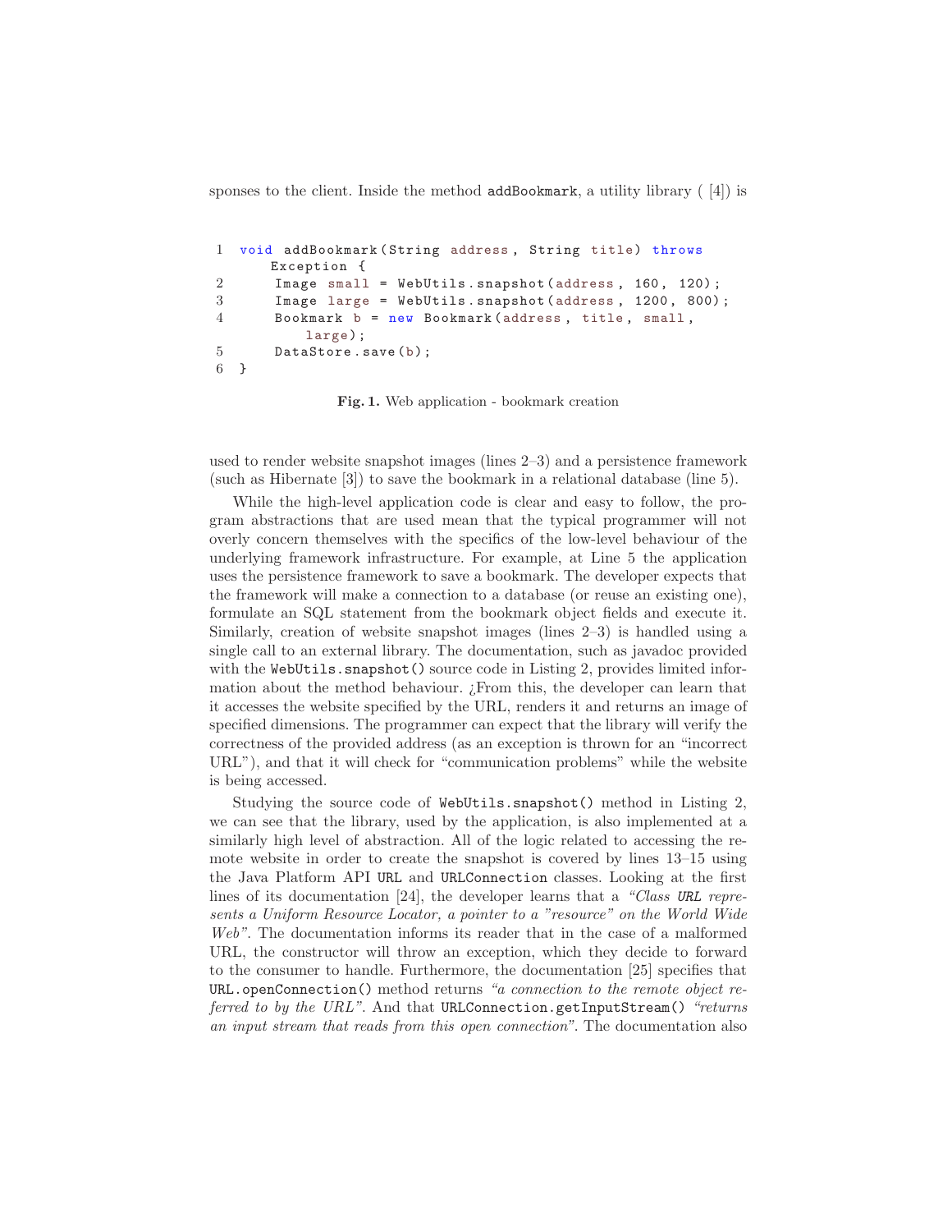sponses to the client. Inside the method addBookmark, a utility library ( [4]) is

```
1 void addBookmark(String address, String title) throws
      Exception {
2     Image small = WebUtils.snapshot(address, 160, 120);
3     Image large = WebUtils.snapshot(address, 1200, 800);
4     Bookmark b = new Bookmark(address, title, small,
          large);
5     DataStore.save(b);
6 }
```

**Fig. 1.** Web application - bookmark creation

used to render website snapshot images (lines 2–3) and a persistence framework (such as Hibernate [3]) to save the bookmark in a relational database (line 5).

While the high-level application code is clear and easy to follow, the program abstractions that are used mean that the typical programmer will not overly concern themselves with the specifics of the low-level behaviour of the underlying framework infrastructure. For example, at Line 5 the application uses the persistence framework to save a bookmark. The developer expects that the framework will make a connection to a database (or reuse an existing one), formulate an SQL statement from the bookmark object fields and execute it. Similarly, creation of website snapshot images (lines 2–3) is handled using a single call to an external library. The documentation, such as javadoc provided with the `WebUtils.snapshot()` source code in Listing 2, provides limited information about the method behaviour. ¿From this, the developer can learn that it accesses the website specified by the URL, renders it and returns an image of specified dimensions. The programmer can expect that the library will verify the correctness of the provided address (as an exception is thrown for an "incorrect URL"), and that it will check for "communication problems" while the website is being accessed.

Studying the source code of `WebUtils.snapshot()` method in Listing 2, we can see that the library, used by the application, is also implemented at a similarly high level of abstraction. All of the logic related to accessing the remote website in order to create the snapshot is covered by lines 13–15 using the Java Platform API `URL` and `URLConnection` classes. Looking at the first lines of its documentation [24], the developer learns that a *"Class `URL` represents a Uniform Resource Locator, a pointer to a "resource" on the World Wide Web"*. The documentation informs its reader that in the case of a malformed URL, the constructor will throw an exception, which they decide to forward to the consumer to handle. Furthermore, the documentation [25] specifies that `URL.openConnection()` method returns *"a connection to the remote object referred to by the URL"*. And that `URLConnection.getInputStream()` *"returns an input stream that reads from this open connection"*. The documentation also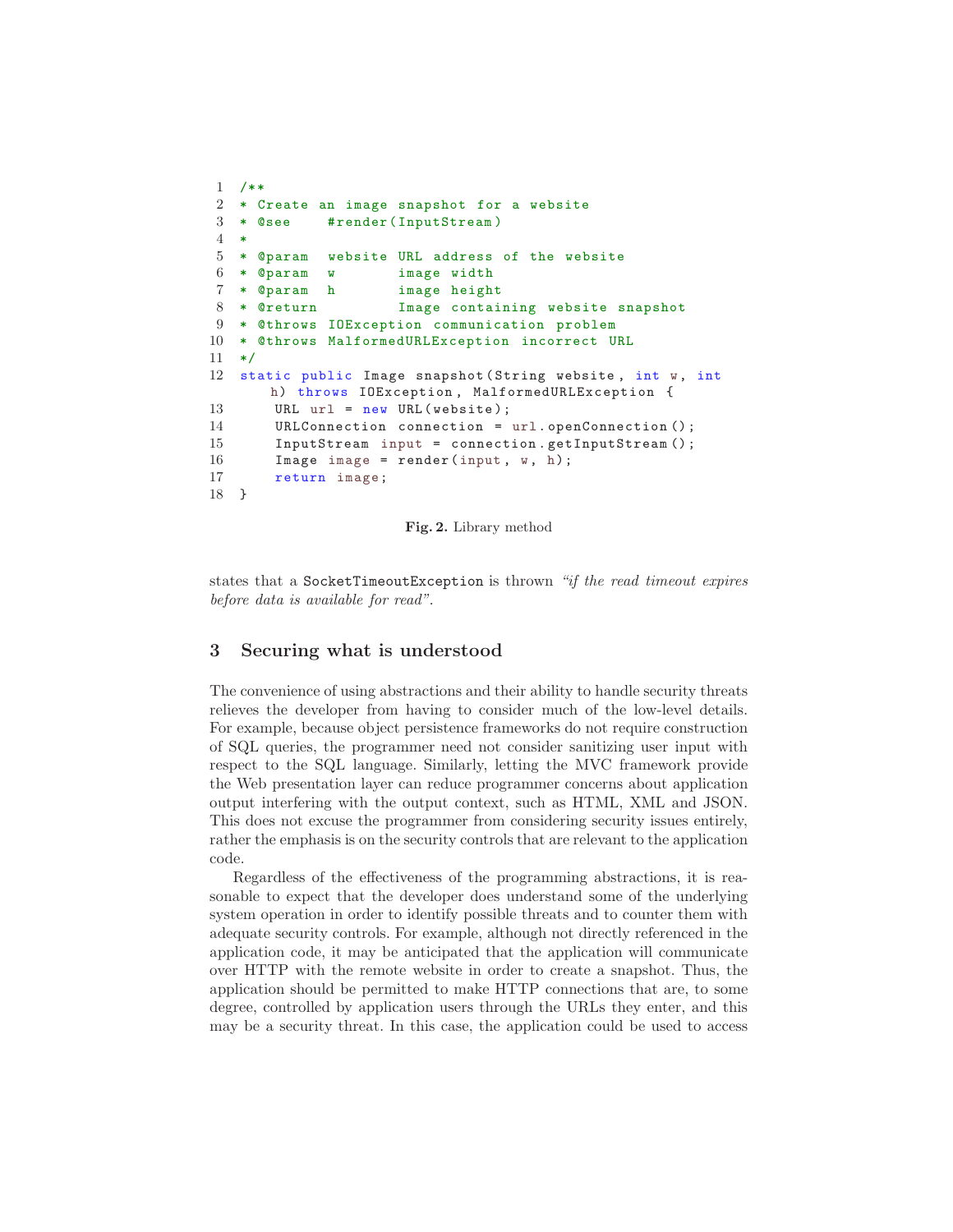```java
/**
* Create an image snapshot for a website
* @see    #render(InputStream)
*
* @param  website URL address of the website
* @param  w       image width
* @param  h       image height
* @return         Image containing website snapshot
* @throws IOException communication problem
* @throws MalformedURLException incorrect URL
*/
static public Image snapshot(String website, int w, int
    h) throws IOException, MalformedURLException {
     URL url = new URL(website);
     URLConnection connection = url.openConnection();
     InputStream input = connection.getInputStream();
     Image image = render(input, w, h);
     return image;
}
```

**Fig. 2.** Library method

states that a `SocketTimeoutException` is thrown *"if the read timeout expires before data is available for read"*.

## 3 Securing what is understood

The convenience of using abstractions and their ability to handle security threats relieves the developer from having to consider much of the low-level details. For example, because object persistence frameworks do not require construction of SQL queries, the programmer need not consider sanitizing user input with respect to the SQL language. Similarly, letting the MVC framework provide the Web presentation layer can reduce programmer concerns about application output interfering with the output context, such as HTML, XML and JSON. This does not excuse the programmer from considering security issues entirely, rather the emphasis is on the security controls that are relevant to the application code.

Regardless of the effectiveness of the programming abstractions, it is reasonable to expect that the developer does understand some of the underlying system operation in order to identify possible threats and to counter them with adequate security controls. For example, although not directly referenced in the application code, it may be anticipated that the application will communicate over HTTP with the remote website in order to create a snapshot. Thus, the application should be permitted to make HTTP connections that are, to some degree, controlled by application users through the URLs they enter, and this may be a security threat. In this case, the application could be used to access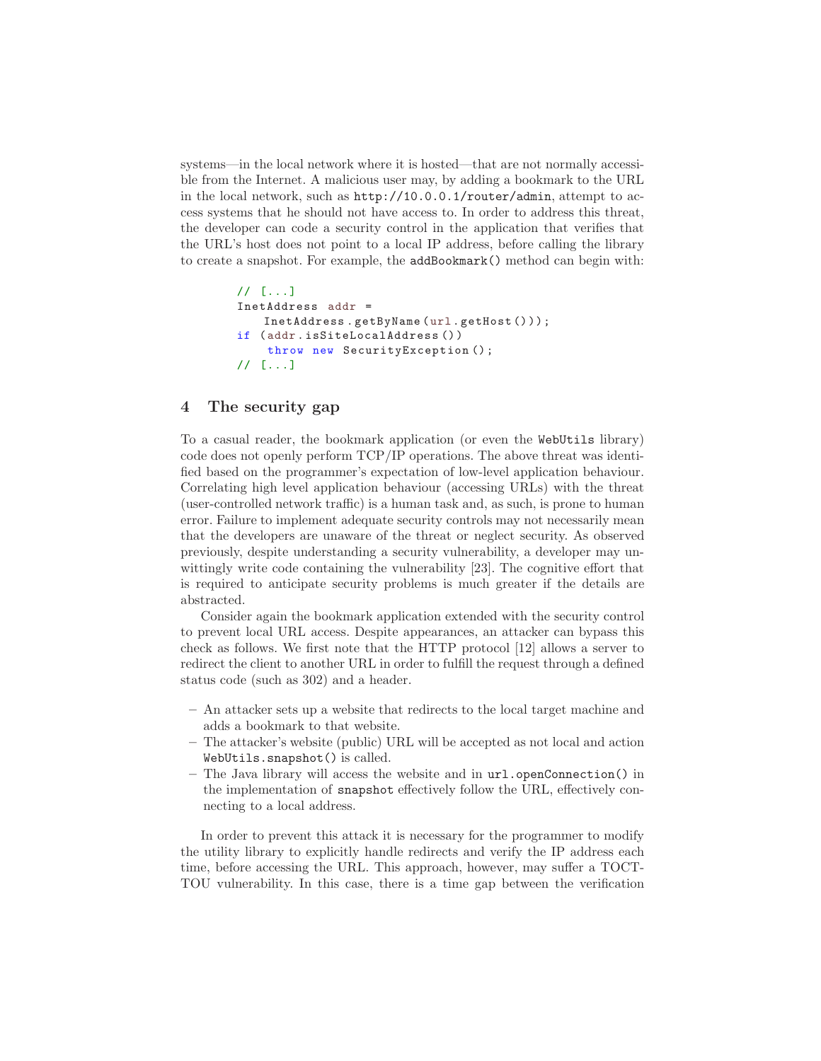systems—in the local network where it is hosted—that are not normally accessible from the Internet. A malicious user may, by adding a bookmark to the URL in the local network, such as `http://10.0.0.1/router/admin`, attempt to access systems that he should not have access to. In order to address this threat, the developer can code a security control in the application that verifies that the URL's host does not point to a local IP address, before calling the library to create a snapshot. For example, the `addBookmark()` method can begin with:

```
// [...]
InetAddress addr =
    InetAddress.getByName(url.getHost());
if (addr.isSiteLocalAddress())
     throw new SecurityException();
// [...]
```

## 4 The security gap

To a casual reader, the bookmark application (or even the `WebUtils` library) code does not openly perform TCP/IP operations. The above threat was identified based on the programmer's expectation of low-level application behaviour. Correlating high level application behaviour (accessing URLs) with the threat (user-controlled network traffic) is a human task and, as such, is prone to human error. Failure to implement adequate security controls may not necessarily mean that the developers are unaware of the threat or neglect security. As observed previously, despite understanding a security vulnerability, a developer may unwittingly write code containing the vulnerability [23]. The cognitive effort that is required to anticipate security problems is much greater if the details are abstracted.

Consider again the bookmark application extended with the security control to prevent local URL access. Despite appearances, an attacker can bypass this check as follows. We first note that the HTTP protocol [12] allows a server to redirect the client to another URL in order to fulfill the request through a defined status code (such as 302) and a header.

- An attacker sets up a website that redirects to the local target machine and adds a bookmark to that website.
- The attacker's website (public) URL will be accepted as not local and action `WebUtils.snapshot()` is called.
- The Java library will access the website and in `url.openConnection()` in the implementation of `snapshot` effectively follow the URL, effectively connecting to a local address.

In order to prevent this attack it is necessary for the programmer to modify the utility library to explicitly handle redirects and verify the IP address each time, before accessing the URL. This approach, however, may suffer a TOCTTOU vulnerability. In this case, there is a time gap between the verification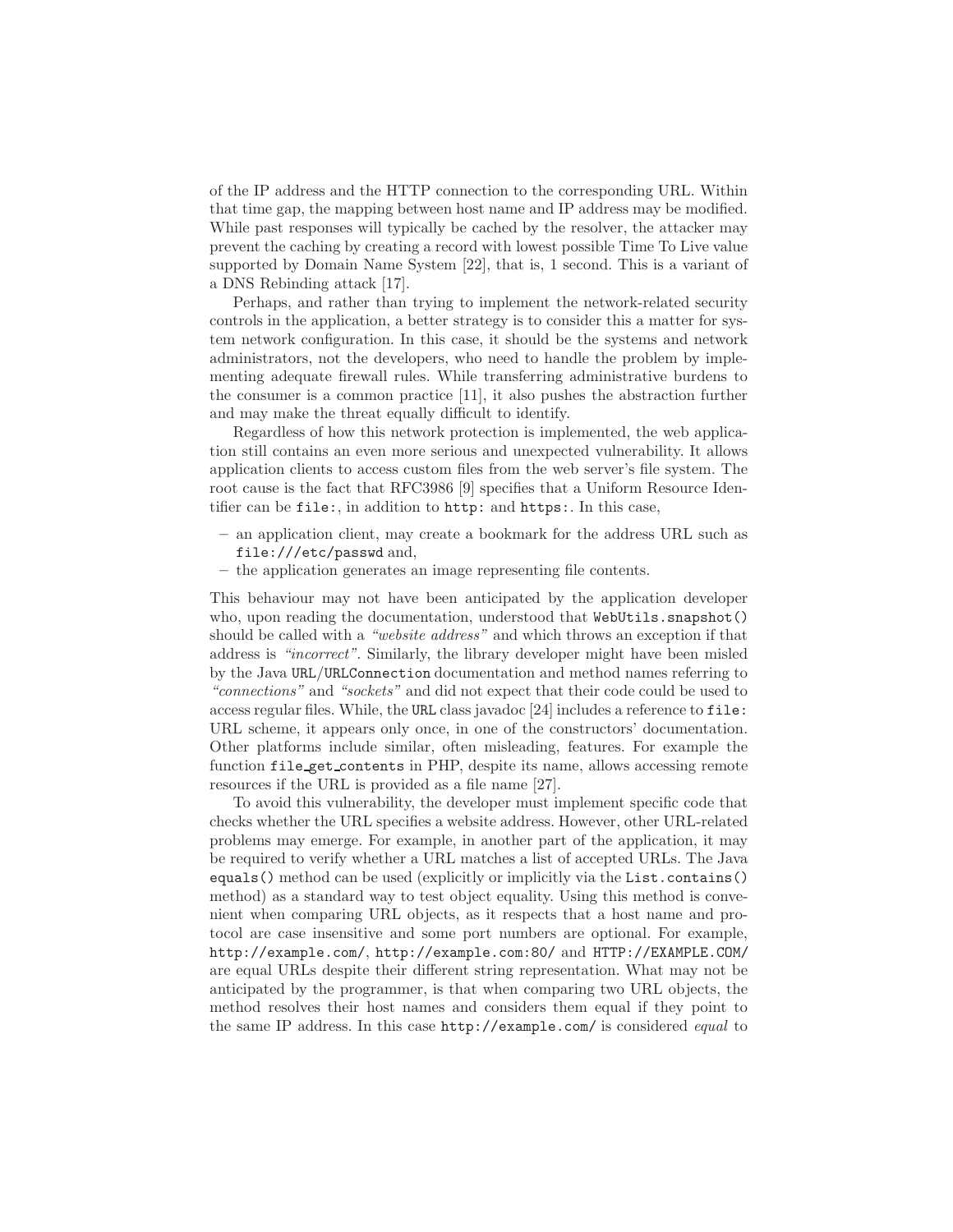of the IP address and the HTTP connection to the corresponding URL. Within that time gap, the mapping between host name and IP address may be modified. While past responses will typically be cached by the resolver, the attacker may prevent the caching by creating a record with lowest possible Time To Live value supported by Domain Name System [22], that is, 1 second. This is a variant of a DNS Rebinding attack [17].

Perhaps, and rather than trying to implement the network-related security controls in the application, a better strategy is to consider this a matter for system network configuration. In this case, it should be the systems and network administrators, not the developers, who need to handle the problem by implementing adequate firewall rules. While transferring administrative burdens to the consumer is a common practice [11], it also pushes the abstraction further and may make the threat equally difficult to identify.

Regardless of how this network protection is implemented, the web application still contains an even more serious and unexpected vulnerability. It allows application clients to access custom files from the web server's file system. The root cause is the fact that RFC3986 [9] specifies that a Uniform Resource Identifier can be `file:`, in addition to `http:` and `https:`. In this case,

- an application client, may create a bookmark for the address URL such as `file:///etc/passwd` and,
- the application generates an image representing file contents.

This behaviour may not have been anticipated by the application developer who, upon reading the documentation, understood that `WebUtils.snapshot()` should be called with a *"website address"* and which throws an exception if that address is *"incorrect"*. Similarly, the library developer might have been misled by the Java `URL`/`URLConnection` documentation and method names referring to *"connections"* and *"sockets"* and did not expect that their code could be used to access regular files. While, the `URL` class javadoc [24] includes a reference to `file:` URL scheme, it appears only once, in one of the constructors' documentation. Other platforms include similar, often misleading, features. For example the function `file_get_contents` in PHP, despite its name, allows accessing remote resources if the URL is provided as a file name [27].

To avoid this vulnerability, the developer must implement specific code that checks whether the URL specifies a website address. However, other URL-related problems may emerge. For example, in another part of the application, it may be required to verify whether a URL matches a list of accepted URLs. The Java `equals()` method can be used (explicitly or implicitly via the `List.contains()` method) as a standard way to test object equality. Using this method is convenient when comparing URL objects, as it respects that a host name and protocol are case insensitive and some port numbers are optional. For example, `http://example.com/`, `http://example.com:80/` and `HTTP://EXAMPLE.COM/` are equal URLs despite their different string representation. What may not be anticipated by the programmer, is that when comparing two URL objects, the method resolves their host names and considers them equal if they point to the same IP address. In this case `http://example.com/` is considered *equal* to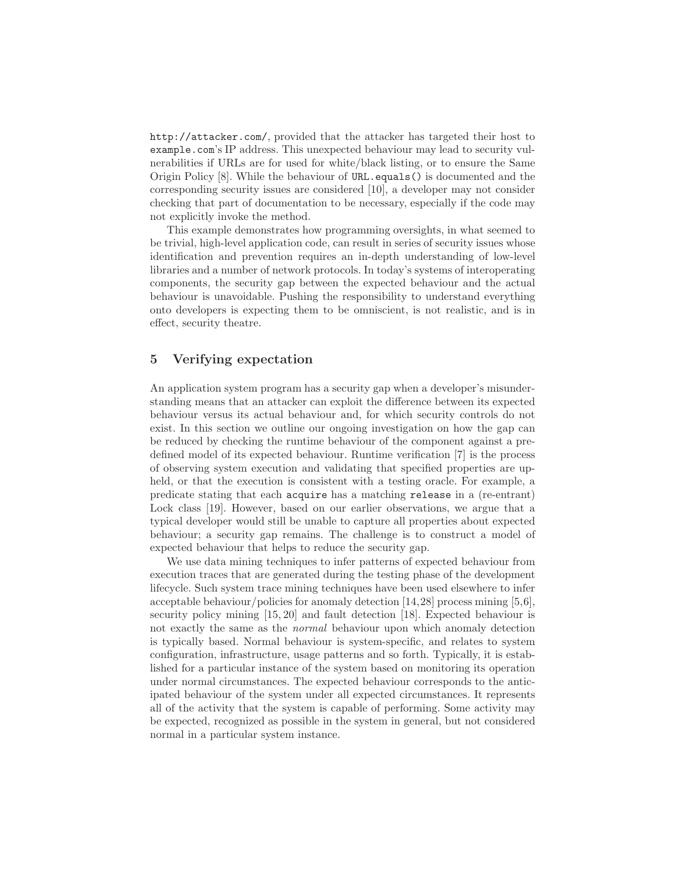`http://attacker.com/`, provided that the attacker has targeted their host to `example.com`'s IP address. This unexpected behaviour may lead to security vulnerabilities if URLs are for used for white/black listing, or to ensure the Same Origin Policy [8]. While the behaviour of `URL.equals()` is documented and the corresponding security issues are considered [10], a developer may not consider checking that part of documentation to be necessary, especially if the code may not explicitly invoke the method.

This example demonstrates how programming oversights, in what seemed to be trivial, high-level application code, can result in series of security issues whose identification and prevention requires an in-depth understanding of low-level libraries and a number of network protocols. In today's systems of interoperating components, the security gap between the expected behaviour and the actual behaviour is unavoidable. Pushing the responsibility to understand everything onto developers is expecting them to be omniscient, is not realistic, and is in effect, security theatre.

## 5 Verifying expectation

An application system program has a security gap when a developer's misunderstanding means that an attacker can exploit the difference between its expected behaviour versus its actual behaviour and, for which security controls do not exist. In this section we outline our ongoing investigation on how the gap can be reduced by checking the runtime behaviour of the component against a predefined model of its expected behaviour. Runtime verification [7] is the process of observing system execution and validating that specified properties are upheld, or that the execution is consistent with a testing oracle. For example, a predicate stating that each `acquire` has a matching `release` in a (re-entrant) Lock class [19]. However, based on our earlier observations, we argue that a typical developer would still be unable to capture all properties about expected behaviour; a security gap remains. The challenge is to construct a model of expected behaviour that helps to reduce the security gap.

We use data mining techniques to infer patterns of expected behaviour from execution traces that are generated during the testing phase of the development lifecycle. Such system trace mining techniques have been used elsewhere to infer acceptable behaviour/policies for anomaly detection [14,28] process mining [5,6], security policy mining [15, 20] and fault detection [18]. Expected behaviour is not exactly the same as the *normal* behaviour upon which anomaly detection is typically based. Normal behaviour is system-specific, and relates to system configuration, infrastructure, usage patterns and so forth. Typically, it is established for a particular instance of the system based on monitoring its operation under normal circumstances. The expected behaviour corresponds to the anticipated behaviour of the system under all expected circumstances. It represents all of the activity that the system is capable of performing. Some activity may be expected, recognized as possible in the system in general, but not considered normal in a particular system instance.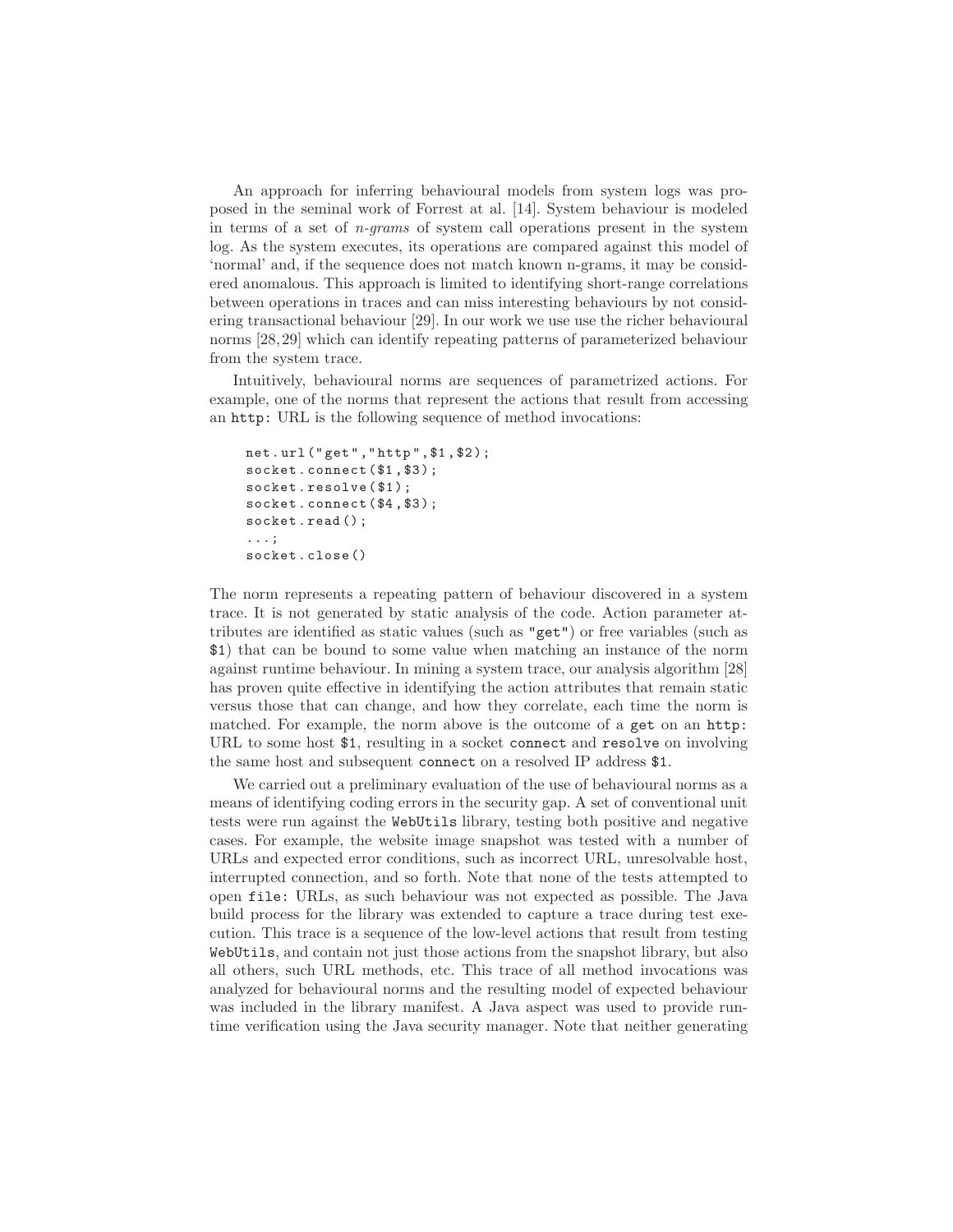An approach for inferring behavioural models from system logs was proposed in the seminal work of Forrest at al. [14]. System behaviour is modeled in terms of a set of *n-grams* of system call operations present in the system log. As the system executes, its operations are compared against this model of 'normal' and, if the sequence does not match known n-grams, it may be considered anomalous. This approach is limited to identifying short-range correlations between operations in traces and can miss interesting behaviours by not considering transactional behaviour [29]. In our work we use use the richer behavioural norms [28, 29] which can identify repeating patterns of parameterized behaviour from the system trace.

Intuitively, behavioural norms are sequences of parametrized actions. For example, one of the norms that represent the actions that result from accessing an `http:` URL is the following sequence of method invocations:

```
net.url("get","http",$1,$2);
socket.connect($1,$3);
socket.resolve($1);
socket.connect($4,$3);
socket.read();
...;
socket.close()
```

The norm represents a repeating pattern of behaviour discovered in a system trace. It is not generated by static analysis of the code. Action parameter attributes are identified as static values (such as `"get"`) or free variables (such as `$1`) that can be bound to some value when matching an instance of the norm against runtime behaviour. In mining a system trace, our analysis algorithm [28] has proven quite effective in identifying the action attributes that remain static versus those that can change, and how they correlate, each time the norm is matched. For example, the norm above is the outcome of a `get` on an `http:` URL to some host `$1`, resulting in a socket `connect` and `resolve` on involving the same host and subsequent `connect` on a resolved IP address `$1`.

We carried out a preliminary evaluation of the use of behavioural norms as a means of identifying coding errors in the security gap. A set of conventional unit tests were run against the `WebUtils` library, testing both positive and negative cases. For example, the website image snapshot was tested with a number of URLs and expected error conditions, such as incorrect URL, unresolvable host, interrupted connection, and so forth. Note that none of the tests attempted to open `file:` URLs, as such behaviour was not expected as possible. The Java build process for the library was extended to capture a trace during test execution. This trace is a sequence of the low-level actions that result from testing `WebUtils`, and contain not just those actions from the snapshot library, but also all others, such URL methods, etc. This trace of all method invocations was analyzed for behavioural norms and the resulting model of expected behaviour was included in the library manifest. A Java aspect was used to provide runtime verification using the Java security manager. Note that neither generating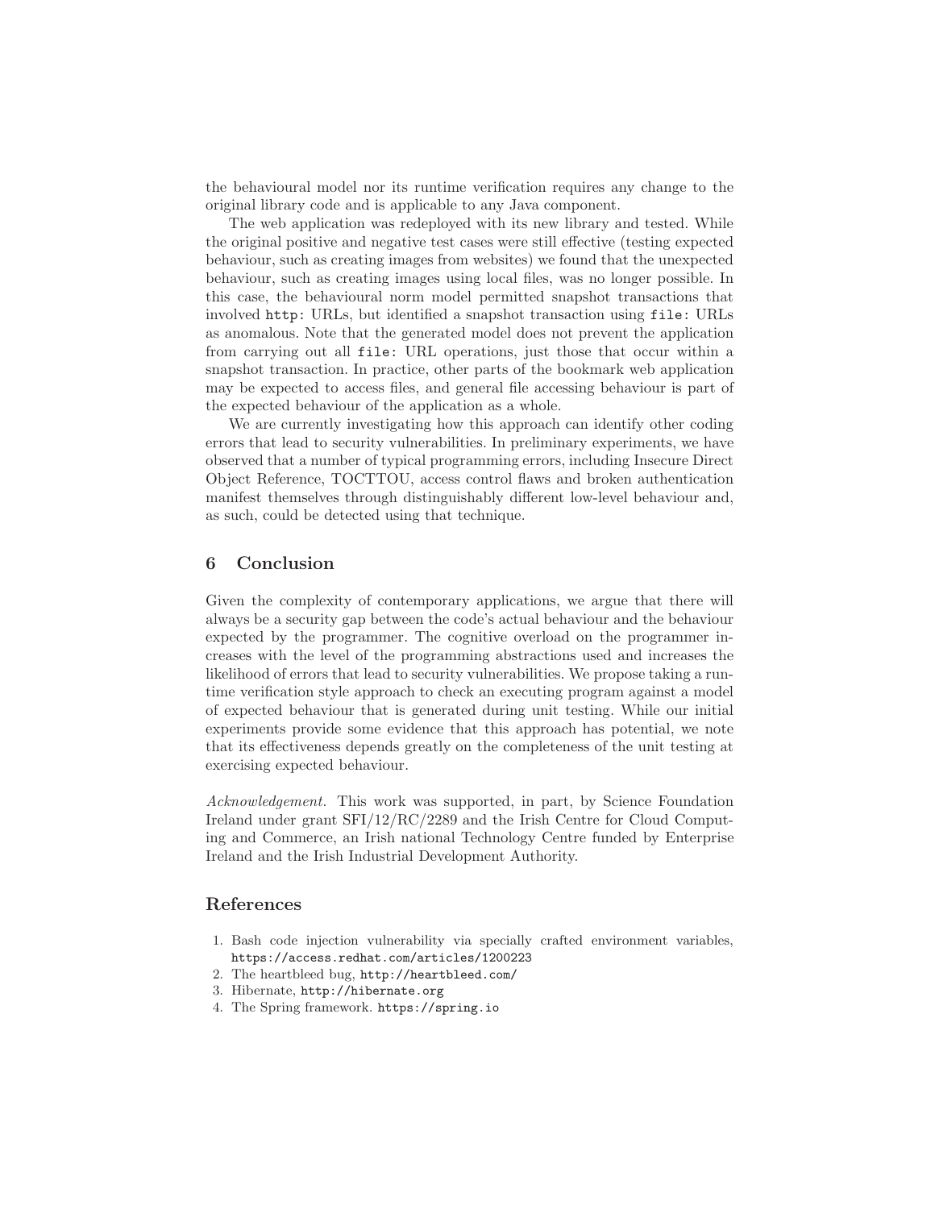the behavioural model nor its runtime verification requires any change to the original library code and is applicable to any Java component.

The web application was redeployed with its new library and tested. While the original positive and negative test cases were still effective (testing expected behaviour, such as creating images from websites) we found that the unexpected behaviour, such as creating images using local files, was no longer possible. In this case, the behavioural norm model permitted snapshot transactions that involved `http:` URLs, but identified a snapshot transaction using `file:` URLs as anomalous. Note that the generated model does not prevent the application from carrying out all `file:` URL operations, just those that occur within a snapshot transaction. In practice, other parts of the bookmark web application may be expected to access files, and general file accessing behaviour is part of the expected behaviour of the application as a whole.

We are currently investigating how this approach can identify other coding errors that lead to security vulnerabilities. In preliminary experiments, we have observed that a number of typical programming errors, including Insecure Direct Object Reference, TOCTTOU, access control flaws and broken authentication manifest themselves through distinguishably different low-level behaviour and, as such, could be detected using that technique.

## 6 Conclusion

Given the complexity of contemporary applications, we argue that there will always be a security gap between the code's actual behaviour and the behaviour expected by the programmer. The cognitive overload on the programmer increases with the level of the programming abstractions used and increases the likelihood of errors that lead to security vulnerabilities. We propose taking a runtime verification style approach to check an executing program against a model of expected behaviour that is generated during unit testing. While our initial experiments provide some evidence that this approach has potential, we note that its effectiveness depends greatly on the completeness of the unit testing at exercising expected behaviour.

*Acknowledgement.* This work was supported, in part, by Science Foundation Ireland under grant SFI/12/RC/2289 and the Irish Centre for Cloud Computing and Commerce, an Irish national Technology Centre funded by Enterprise Ireland and the Irish Industrial Development Authority.

## References

1. Bash code injection vulnerability via specially crafted environment variables, `https://access.redhat.com/articles/1200223`
2. The heartbleed bug, `http://heartbleed.com/`
3. Hibernate, `http://hibernate.org`
4. The Spring framework. `https://spring.io`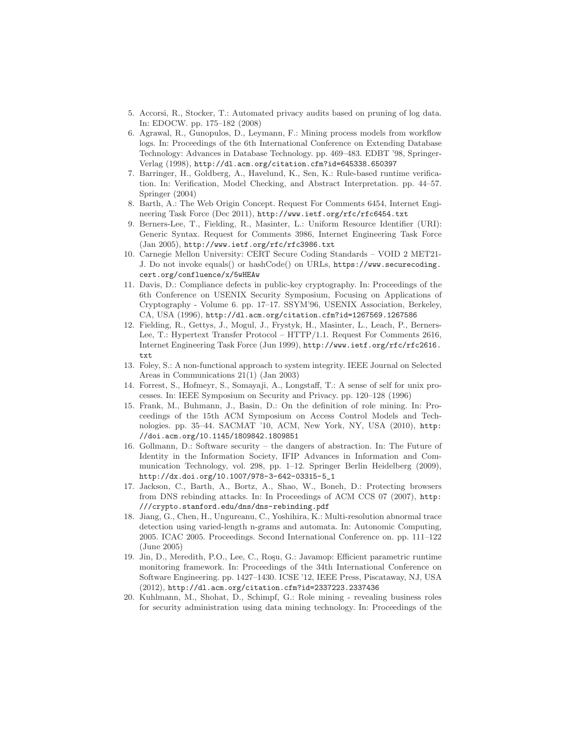5. Accorsi, R., Stocker, T.: Automated privacy audits based on pruning of log data. In: EDOCW. pp. 175–182 (2008)
6. Agrawal, R., Gunopulos, D., Leymann, F.: Mining process models from workflow logs. In: Proceedings of the 6th International Conference on Extending Database Technology: Advances in Database Technology. pp. 469–483. EDBT '98, Springer-Verlag (1998), http://dl.acm.org/citation.cfm?id=645338.650397
7. Barringer, H., Goldberg, A., Havelund, K., Sen, K.: Rule-based runtime verification. In: Verification, Model Checking, and Abstract Interpretation. pp. 44–57. Springer (2004)
8. Barth, A.: The Web Origin Concept. Request For Comments 6454, Internet Engineering Task Force (Dec 2011), http://www.ietf.org/rfc/rfc6454.txt
9. Berners-Lee, T., Fielding, R., Masinter, L.: Uniform Resource Identifier (URI): Generic Syntax. Request for Comments 3986, Internet Engineering Task Force (Jan 2005), http://www.ietf.org/rfc/rfc3986.txt
10. Carnegie Mellon University: CERT Secure Coding Standards – VOID 2 MET21-J. Do not invoke equals() or hashCode() on URLs, https://www.securecoding.cert.org/confluence/x/5wHEAw
11. Davis, D.: Compliance defects in public-key cryptography. In: Proceedings of the 6th Conference on USENIX Security Symposium, Focusing on Applications of Cryptography - Volume 6. pp. 17–17. SSYM'96, USENIX Association, Berkeley, CA, USA (1996), http://dl.acm.org/citation.cfm?id=1267569.1267586
12. Fielding, R., Gettys, J., Mogul, J., Frystyk, H., Masinter, L., Leach, P., Berners-Lee, T.: Hypertext Transfer Protocol – HTTP/1.1. Request For Comments 2616, Internet Engineering Task Force (Jun 1999), http://www.ietf.org/rfc/rfc2616.txt
13. Foley, S.: A non-functional approach to system integrity. IEEE Journal on Selected Areas in Communications 21(1) (Jan 2003)
14. Forrest, S., Hofmeyr, S., Somayaji, A., Longstaff, T.: A sense of self for unix processes. In: IEEE Symposium on Security and Privacy. pp. 120–128 (1996)
15. Frank, M., Buhmann, J., Basin, D.: On the definition of role mining. In: Proceedings of the 15th ACM Symposium on Access Control Models and Technologies. pp. 35–44. SACMAT '10, ACM, New York, NY, USA (2010), http://doi.acm.org/10.1145/1809842.1809851
16. Gollmann, D.: Software security – the dangers of abstraction. In: The Future of Identity in the Information Society, IFIP Advances in Information and Communication Technology, vol. 298, pp. 1–12. Springer Berlin Heidelberg (2009), http://dx.doi.org/10.1007/978-3-642-03315-5_1
17. Jackson, C., Barth, A., Bortz, A., Shao, W., Boneh, D.: Protecting browsers from DNS rebinding attacks. In: In Proceedings of ACM CCS 07 (2007), http:///crypto.stanford.edu/dns/dns-rebinding.pdf
18. Jiang, G., Chen, H., Ungureanu, C., Yoshihira, K.: Multi-resolution abnormal trace detection using varied-length n-grams and automata. In: Autonomic Computing, 2005. ICAC 2005. Proceedings. Second International Conference on. pp. 111–122 (June 2005)
19. Jin, D., Meredith, P.O., Lee, C., Roşu, G.: Javamop: Efficient parametric runtime monitoring framework. In: Proceedings of the 34th International Conference on Software Engineering. pp. 1427–1430. ICSE '12, IEEE Press, Piscataway, NJ, USA (2012), http://dl.acm.org/citation.cfm?id=2337223.2337436
20. Kuhlmann, M., Shohat, D., Schimpf, G.: Role mining - revealing business roles for security administration using data mining technology. In: Proceedings of the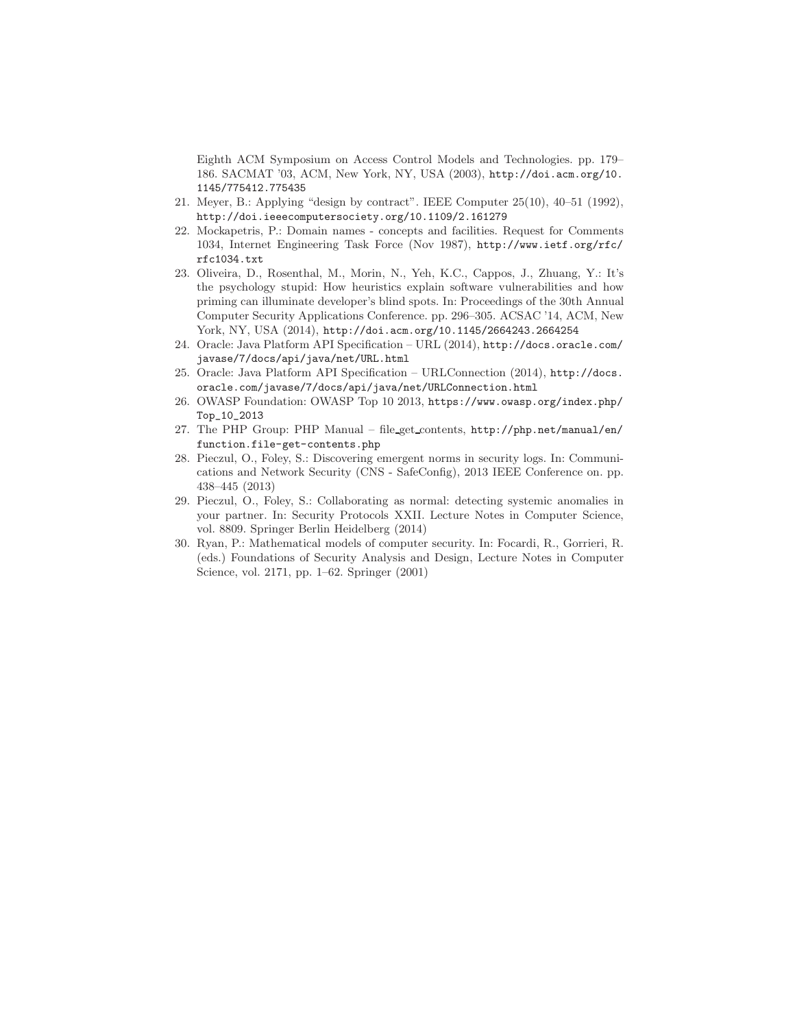Eighth ACM Symposium on Access Control Models and Technologies. pp. 179–186. SACMAT '03, ACM, New York, NY, USA (2003), http://doi.acm.org/10.1145/775412.775435

21. Meyer, B.: Applying "design by contract". IEEE Computer 25(10), 40–51 (1992), http://doi.ieeecomputersociety.org/10.1109/2.161279
22. Mockapetris, P.: Domain names - concepts and facilities. Request for Comments 1034, Internet Engineering Task Force (Nov 1987), http://www.ietf.org/rfc/rfc1034.txt
23. Oliveira, D., Rosenthal, M., Morin, N., Yeh, K.C., Cappos, J., Zhuang, Y.: It's the psychology stupid: How heuristics explain software vulnerabilities and how priming can illuminate developer's blind spots. In: Proceedings of the 30th Annual Computer Security Applications Conference. pp. 296–305. ACSAC '14, ACM, New York, NY, USA (2014), http://doi.acm.org/10.1145/2664243.2664254
24. Oracle: Java Platform API Specification – URL (2014), http://docs.oracle.com/javase/7/docs/api/java/net/URL.html
25. Oracle: Java Platform API Specification – URLConnection (2014), http://docs.oracle.com/javase/7/docs/api/java/net/URLConnection.html
26. OWASP Foundation: OWASP Top 10 2013, https://www.owasp.org/index.php/Top_10_2013
27. The PHP Group: PHP Manual – file_get_contents, http://php.net/manual/en/function.file-get-contents.php
28. Pieczul, O., Foley, S.: Discovering emergent norms in security logs. In: Communications and Network Security (CNS - SafeConfig), 2013 IEEE Conference on. pp. 438–445 (2013)
29. Pieczul, O., Foley, S.: Collaborating as normal: detecting systemic anomalies in your partner. In: Security Protocols XXII. Lecture Notes in Computer Science, vol. 8809. Springer Berlin Heidelberg (2014)
30. Ryan, P.: Mathematical models of computer security. In: Focardi, R., Gorrieri, R. (eds.) Foundations of Security Analysis and Design, Lecture Notes in Computer Science, vol. 2171, pp. 1–62. Springer (2001)